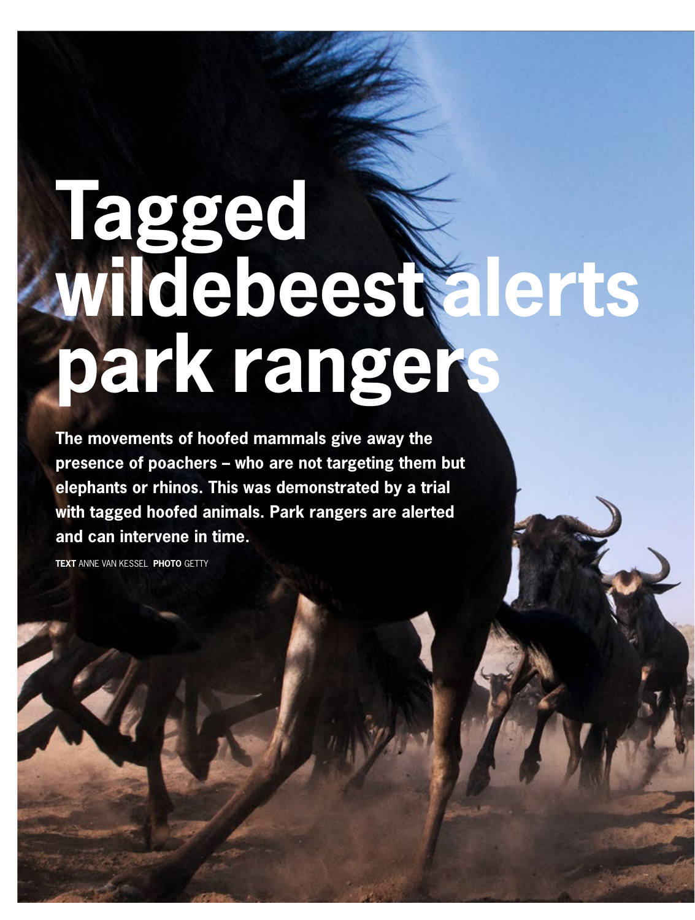# Tagged wildebeest alerts park rangers

**The movements of hoofed mammals give away the presence of poachers – who are not targeting them but elephants or rhinos. This was demonstrated by a trial with tagged hoofed animals. Park rangers are alerted and can intervene in time.**

**TEXT** ANNE VAN KESSEL **PHOTO** GETTY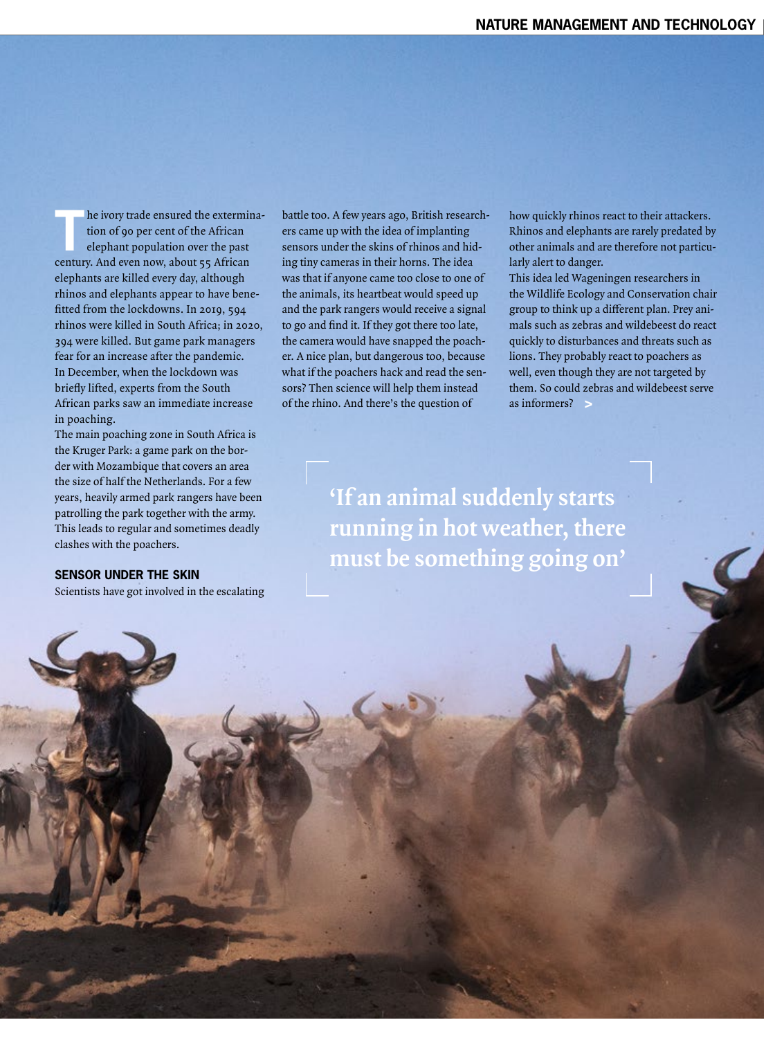The ivory trade ensured the extermination of 90 per cent of the African elephant population over the past century. And even now, about 55 African elephants are killed every day, although rhinos and elephants appear to have benefitted from the lockdowns. In 2019, 594 rhinos were killed in South Africa; in 2020, 394 were killed. But game park managers fear for an increase after the pandemic. In December, when the lockdown was briefly lifted, experts from the South African parks saw an immediate increase in poaching.

The main poaching zone in South Africa is the Kruger Park: a game park on the border with Mozambique that covers an area the size of half the Netherlands. For a few years, heavily armed park rangers have been patrolling the park together with the army. This leads to regular and sometimes deadly clashes with the poachers.

### SENSOR UNDER THE SKIN

Scientists have got involved in the escalating battle too. A few years ago, British researchers came up with the idea of implanting sensors under the skins of rhinos and hiding tiny cameras in their horns. The idea was that if anyone came too close to one of the animals, its heartbeat would speed up and the park rangers would receive a signal to go and find it. If they got there too late, the camera would have snapped the poacher. A nice plan, but dangerous too, because what if the poachers hack and read the sensors? Then science will help them instead of the rhino. And there's the question of how quickly rhinos react to their attackers. Rhinos and elephants are rarely predated by other animals and are therefore not particularly alert to danger.

This idea led Wageningen researchers in the Wildlife Ecology and Conservation chair group to think up a different plan. Prey animals such as zebras and wildebeest do react quickly to disturbances and threats such as lions. They probably react to poachers as well, even though they are not targeted by them. So could zebras and wildebeest serve as informers? >

**'If an animal suddenly starts running in hot weather, there must be something going on'**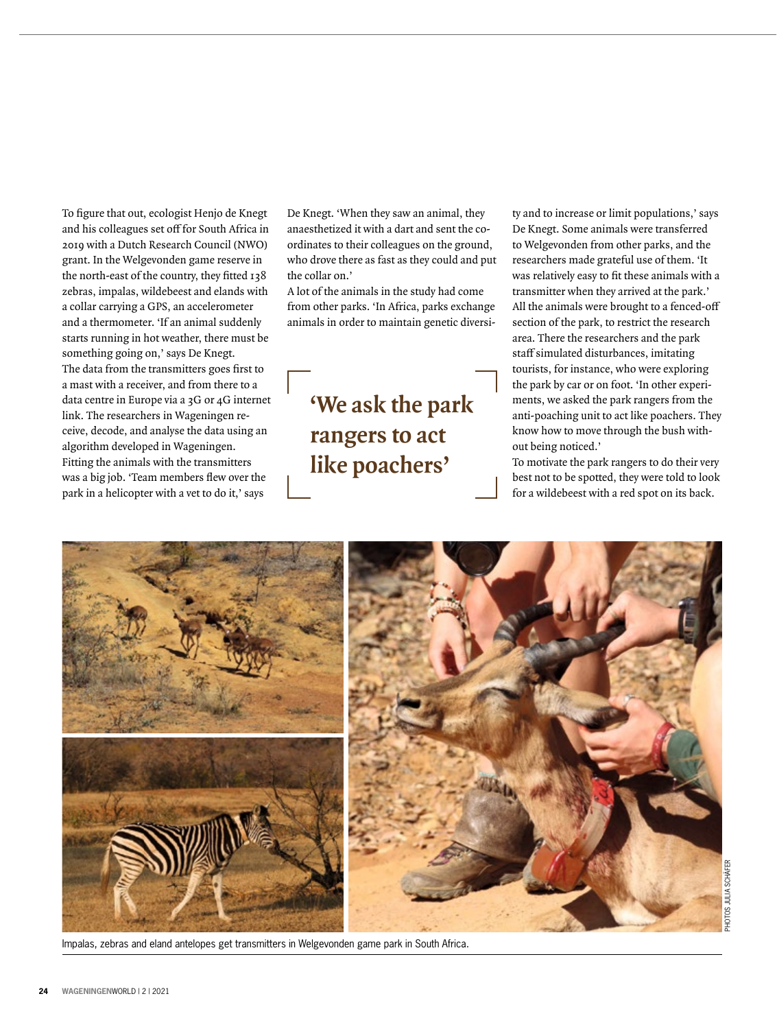To figure that out, ecologist Henjo de Knegt and his colleagues set off for South Africa in 2019 with a Dutch Research Council (NWO) grant. In the Welgevonden game reserve in the north-east of the country, they fitted 138 zebras, impalas, wildebeest and elands with a collar carrying a GPS, an accelerometer and a thermometer. 'If an animal suddenly starts running in hot weather, there must be something going on,' says De Knegt.

The data from the transmitters goes first to a mast with a receiver, and from there to a data centre in Europe via a 3G or 4G internet link. The researchers in Wageningen receive, decode, and analyse the data using an algorithm developed in Wageningen.

Fitting the animals with the transmitters was a big job. 'Team members flew over the park in a helicopter with a vet to do it,' says De Knegt. 'When they saw an animal, they anaesthetized it with a dart and sent the coordinates to their colleagues on the ground, who drove there as fast as they could and put the collar on.'

A lot of the animals in the study had come from other parks. 'In Africa, parks exchange animals in order to maintain genetic diversity and to increase or limit populations,' says De Knegt. Some animals were transferred to Welgevonden from other parks, and the researchers made grateful use of them. 'It was relatively easy to fit these animals with a transmitter when they arrived at the park.' All the animals were brought to a fenced-off section of the park, to restrict the research area. There the researchers and the park staff simulated disturbances, imitating tourists, for instance, who were exploring the park by car or on foot. 'In other experiments, we asked the park rangers from the anti-poaching unit to act like poachers. They know how to move through the bush without being noticed.'

> **'We ask the park rangers to act like poachers'**

To motivate the park rangers to do their very best not to be spotted, they were told to look for a wildebeest with a red spot on its back.

Impalas, zebras and eland antelopes get transmitters in Welgevonden game park in South Africa.

PHOTOS JULIA SCHÄFER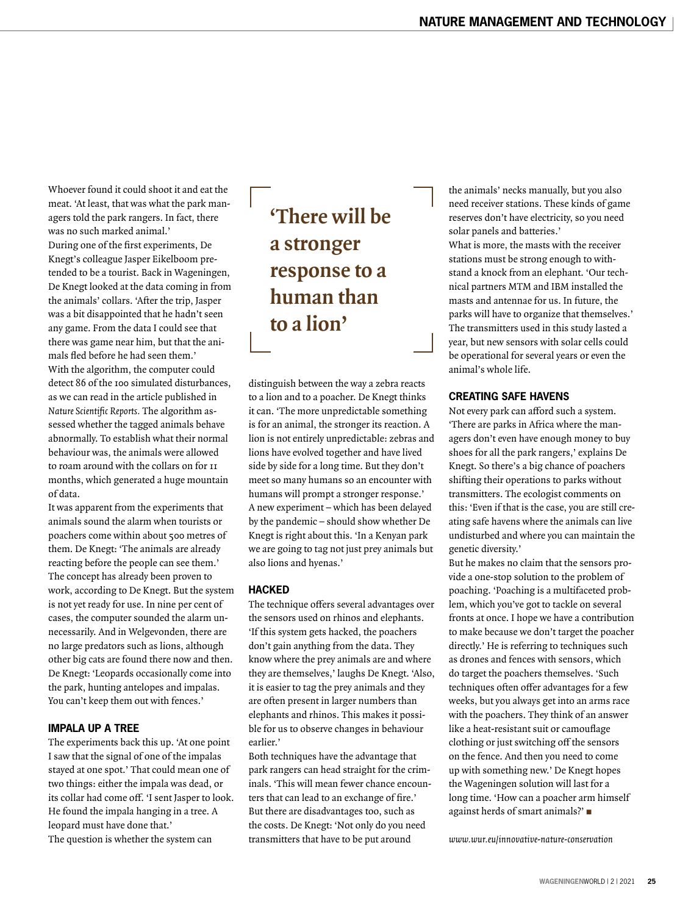Whoever found it could shoot it and eat the meat. 'At least, that was what the park managers told the park rangers. In fact, there was no such marked animal.'

During one of the first experiments, De Knegt's colleague Jasper Eikelboom pretended to be a tourist. Back in Wageningen, De Knegt looked at the data coming in from the animals' collars. 'After the trip, Jasper was a bit disappointed that he hadn't seen any game. From the data I could see that there was game near him, but that the animals fled before he had seen them.'

With the algorithm, the computer could detect 86 of the 100 simulated disturbances, as we can read in the article published in *Nature Scientific Reports*. The algorithm assessed whether the tagged animals behave abnormally. To establish what their normal behaviour was, the animals were allowed to roam around with the collars on for 11 months, which generated a huge mountain of data.

It was apparent from the experiments that animals sound the alarm when tourists or poachers come within about 500 metres of them. De Knegt: 'The animals are already reacting before the people can see them.' The concept has already been proven to work, according to De Knegt. But the system is not yet ready for use. In nine per cent of cases, the computer sounded the alarm unnecessarily. And in Welgevonden, there are no large predators such as lions, although other big cats are found there now and then. De Knegt: 'Leopards occasionally come into the park, hunting antelopes and impalas. You can't keep them out with fences.'

### IMPALA UP A TREE

The experiments back this up. 'At one point I saw that the signal of one of the impalas stayed at one spot.' That could mean one of two things: either the impala was dead, or its collar had come off. 'I sent Jasper to look. He found the impala hanging in a tree. A leopard must have done that.'

The question is whether the system can distinguish between the way a zebra reacts to a lion and to a poacher. De Knegt thinks it can. 'The more unpredictable something is for an animal, the stronger its reaction. A lion is not entirely unpredictable: zebras and lions have evolved together and have lived side by side for a long time. But they don't meet so many humans so an encounter with humans will prompt a stronger response.'

> **'There will be a stronger response to a human than to a lion'**

A new experiment – which has been delayed by the pandemic – should show whether De Knegt is right about this. 'In a Kenyan park we are going to tag not just prey animals but also lions and hyenas.'

### HACKED

The technique offers several advantages over the sensors used on rhinos and elephants. 'If this system gets hacked, the poachers don't gain anything from the data. They know where the prey animals are and where they are themselves,' laughs De Knegt. 'Also, it is easier to tag the prey animals and they are often present in larger numbers than elephants and rhinos. This makes it possible for us to observe changes in behaviour earlier.'

Both techniques have the advantage that park rangers can head straight for the criminals. 'This will mean fewer chance encounters that can lead to an exchange of fire.' But there are disadvantages too, such as the costs. De Knegt: 'Not only do you need transmitters that have to be put around the animals' necks manually, but you also need receiver stations. These kinds of game reserves don't have electricity, so you need solar panels and batteries.'

What is more, the masts with the receiver stations must be strong enough to withstand a knock from an elephant. 'Our technical partners MTM and IBM installed the masts and antennae for us. In future, the parks will have to organize that themselves.' The transmitters used in this study lasted a year, but new sensors with solar cells could be operational for several years or even the animal's whole life.

### CREATING SAFE HAVENS

Not every park can afford such a system. 'There are parks in Africa where the managers don't even have enough money to buy shoes for all the park rangers,' explains De Knegt. So there's a big chance of poachers shifting their operations to parks without transmitters. The ecologist comments on this: 'Even if that is the case, you are still creating safe havens where the animals can live undisturbed and where you can maintain the genetic diversity.'

But he makes no claim that the sensors provide a one-stop solution to the problem of poaching. 'Poaching is a multifaceted problem, which you've got to tackle on several fronts at once. I hope we have a contribution to make because we don't target the poacher directly.' He is referring to techniques such as drones and fences with sensors, which do target the poachers themselves. 'Such techniques often offer advantages for a few weeks, but you always get into an arms race with the poachers. They think of an answer like a heat-resistant suit or camouflage clothing or just switching off the sensors on the fence. And then you need to come up with something new.' De Knegt hopes the Wageningen solution will last for a long time. 'How can a poacher arm himself against herds of smart animals?' ■

*www.wur.eu/innovative-nature-conservation*